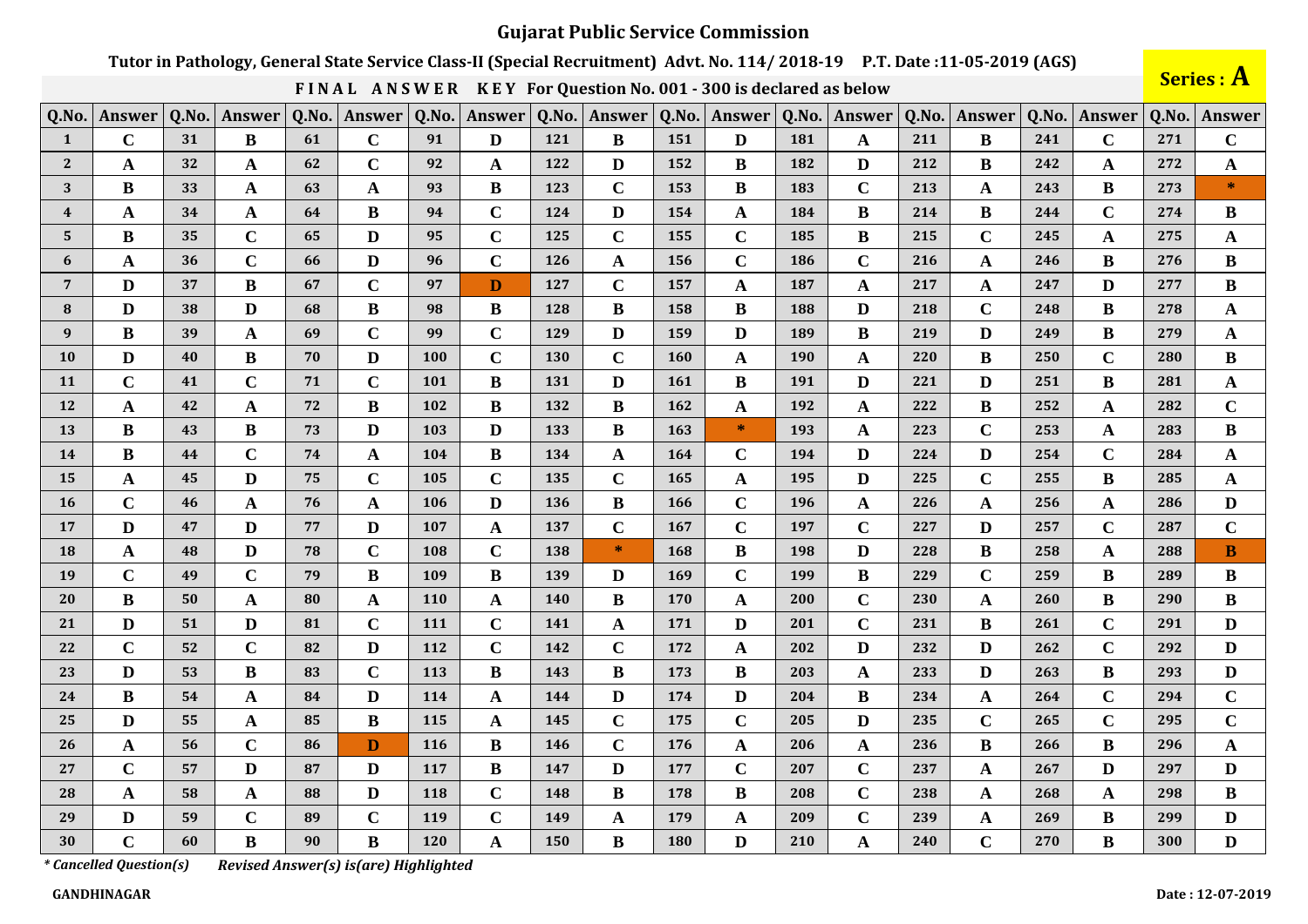# Gujarat Public Service Commission

**Tutor in Pathology, General State Service Class-II (Special Recruitment) Advt. No. 114/ 2018-19 P.T. Date :11-05-2019 (AGS)**

**Series : A**

**FINAL ANSWER KEY For Question No. 001 - 300 is declared as below**

| Q.No. | Answer | Q.No. | Answer | Q.No. | Answer | Q.No. | Answer | Q.No. | Answer | Q.No. | Answer | Q.No. | Answer | Q.No. | Answer | Q.No. | Answer | Q.No. | Answer |
|---|---|---|---|---|---|---|---|---|---|---|---|---|---|---|---|---|---|---|---|
| 1 | C | 31 | B | 61 | C | 91 | D | 121 | B | 151 | D | 181 | A | 211 | B | 241 | C | 271 | C |
| 2 | A | 32 | A | 62 | C | 92 | A | 122 | D | 152 | B | 182 | D | 212 | B | 242 | A | 272 | A |
| 3 | B | 33 | A | 63 | A | 93 | B | 123 | C | 153 | B | 183 | C | 213 | A | 243 | B | 273 | * |
| 4 | A | 34 | A | 64 | B | 94 | C | 124 | D | 154 | A | 184 | B | 214 | B | 244 | C | 274 | B |
| 5 | B | 35 | C | 65 | D | 95 | C | 125 | C | 155 | C | 185 | B | 215 | C | 245 | A | 275 | A |
| 6 | A | 36 | C | 66 | D | 96 | C | 126 | A | 156 | C | 186 | C | 216 | A | 246 | B | 276 | B |
| 7 | D | 37 | B | 67 | C | 97 | D | 127 | C | 157 | A | 187 | A | 217 | A | 247 | D | 277 | B |
| 8 | D | 38 | D | 68 | B | 98 | B | 128 | B | 158 | B | 188 | D | 218 | C | 248 | B | 278 | A |
| 9 | B | 39 | A | 69 | C | 99 | C | 129 | D | 159 | D | 189 | B | 219 | D | 249 | B | 279 | A |
| 10 | D | 40 | B | 70 | D | 100 | C | 130 | C | 160 | A | 190 | A | 220 | B | 250 | C | 280 | B |
| 11 | C | 41 | C | 71 | C | 101 | B | 131 | D | 161 | B | 191 | D | 221 | D | 251 | B | 281 | A |
| 12 | A | 42 | A | 72 | B | 102 | B | 132 | B | 162 | A | 192 | A | 222 | B | 252 | A | 282 | C |
| 13 | B | 43 | B | 73 | D | 103 | D | 133 | B | 163 | * | 193 | A | 223 | C | 253 | A | 283 | B |
| 14 | B | 44 | C | 74 | A | 104 | B | 134 | A | 164 | C | 194 | D | 224 | D | 254 | C | 284 | A |
| 15 | A | 45 | D | 75 | C | 105 | C | 135 | C | 165 | A | 195 | D | 225 | C | 255 | B | 285 | A |
| 16 | C | 46 | A | 76 | A | 106 | D | 136 | B | 166 | C | 196 | A | 226 | A | 256 | A | 286 | D |
| 17 | D | 47 | D | 77 | D | 107 | A | 137 | C | 167 | C | 197 | C | 227 | D | 257 | C | 287 | C |
| 18 | A | 48 | D | 78 | C | 108 | C | 138 | * | 168 | B | 198 | D | 228 | B | 258 | A | 288 | B |
| 19 | C | 49 | C | 79 | B | 109 | B | 139 | D | 169 | C | 199 | B | 229 | C | 259 | B | 289 | B |
| 20 | B | 50 | A | 80 | A | 110 | A | 140 | B | 170 | A | 200 | C | 230 | A | 260 | B | 290 | B |
| 21 | D | 51 | D | 81 | C | 111 | C | 141 | A | 171 | D | 201 | C | 231 | B | 261 | C | 291 | D |
| 22 | C | 52 | C | 82 | D | 112 | C | 142 | C | 172 | A | 202 | D | 232 | D | 262 | C | 292 | D |
| 23 | D | 53 | B | 83 | C | 113 | B | 143 | B | 173 | B | 203 | A | 233 | D | 263 | B | 293 | D |
| 24 | B | 54 | A | 84 | D | 114 | A | 144 | D | 174 | D | 204 | B | 234 | A | 264 | C | 294 | C |
| 25 | D | 55 | A | 85 | B | 115 | A | 145 | C | 175 | C | 205 | D | 235 | C | 265 | C | 295 | C |
| 26 | A | 56 | C | 86 | D | 116 | B | 146 | C | 176 | A | 206 | A | 236 | B | 266 | B | 296 | A |
| 27 | C | 57 | D | 87 | D | 117 | B | 147 | D | 177 | C | 207 | C | 237 | A | 267 | D | 297 | D |
| 28 | A | 58 | A | 88 | D | 118 | C | 148 | B | 178 | B | 208 | C | 238 | A | 268 | A | 298 | B |
| 29 | D | 59 | C | 89 | C | 119 | C | 149 | A | 179 | A | 209 | C | 239 | A | 269 | B | 299 | D |
| 30 | C | 60 | B | 90 | B | 120 | A | 150 | B | 180 | D | 210 | A | 240 | C | 270 | B | 300 | D |

*\* Cancelled Question(s)*   *Revised Answer(s) is(are) Highlighted*

**GANDHINAGAR**

**Date : 12-07-2019**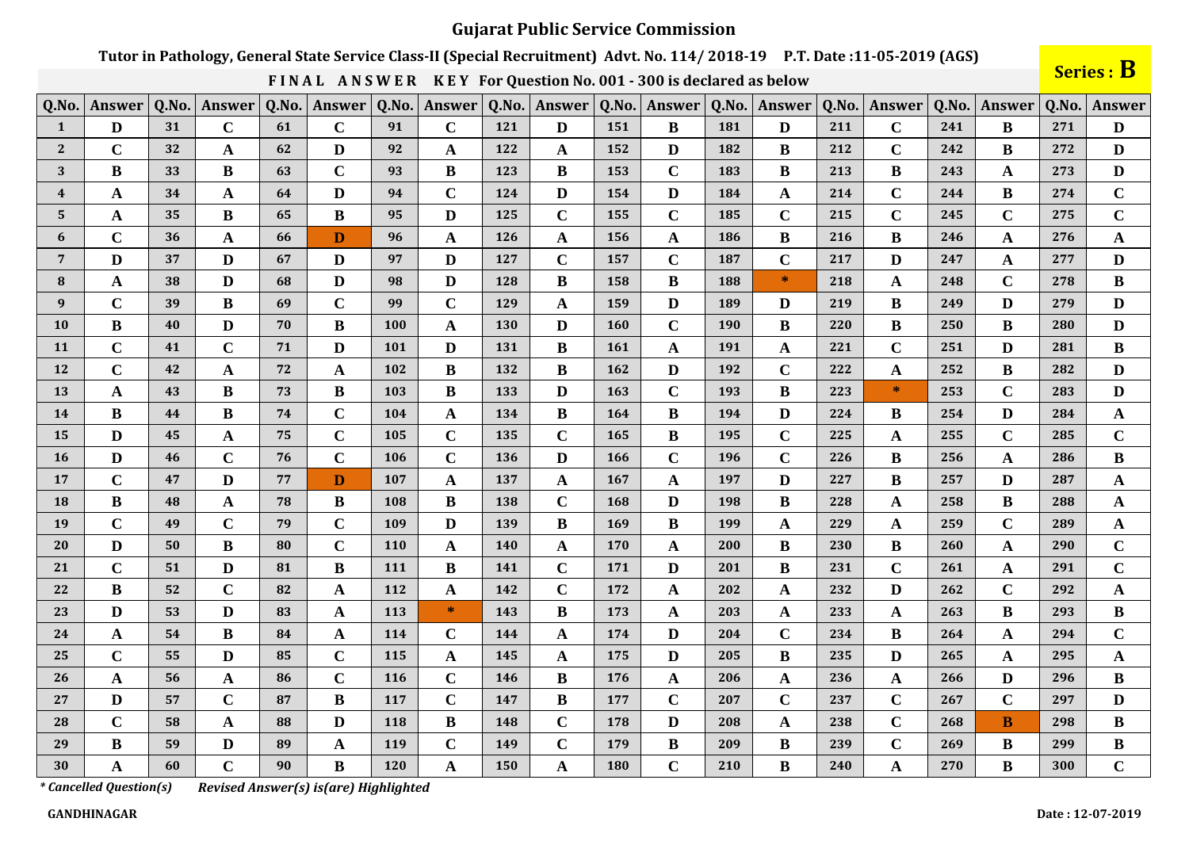# Gujarat Public Service Commission

**Tutor in Pathology, General State Service Class-II (Special Recruitment) Advt. No. 114/ 2018-19 P.T. Date :11-05-2019 (AGS)**

**Series : B**

**FINAL ANSWER KEY For Question No. 001 - 300 is declared as below**

| Q.No. | Answer | Q.No. | Answer | Q.No. | Answer | Q.No. | Answer | Q.No. | Answer | Q.No. | Answer | Q.No. | Answer | Q.No. | Answer | Q.No. | Answer | Q.No. | Answer |
|---|---|---|---|---|---|---|---|---|---|---|---|---|---|---|---|---|---|---|---|
| 1 | D | 31 | C | 61 | C | 91 | C | 121 | D | 151 | B | 181 | D | 211 | C | 241 | B | 271 | D |
| 2 | C | 32 | A | 62 | D | 92 | A | 122 | A | 152 | D | 182 | B | 212 | C | 242 | B | 272 | D |
| 3 | B | 33 | B | 63 | C | 93 | B | 123 | B | 153 | C | 183 | B | 213 | B | 243 | A | 273 | D |
| 4 | A | 34 | A | 64 | D | 94 | C | 124 | D | 154 | D | 184 | A | 214 | C | 244 | B | 274 | C |
| 5 | A | 35 | B | 65 | B | 95 | D | 125 | C | 155 | C | 185 | C | 215 | C | 245 | C | 275 | C |
| 6 | C | 36 | A | 66 | D | 96 | A | 126 | A | 156 | A | 186 | B | 216 | B | 246 | A | 276 | A |
| 7 | D | 37 | D | 67 | D | 97 | D | 127 | C | 157 | C | 187 | C | 217 | D | 247 | A | 277 | D |
| 8 | A | 38 | D | 68 | D | 98 | D | 128 | B | 158 | B | 188 | * | 218 | A | 248 | C | 278 | B |
| 9 | C | 39 | B | 69 | C | 99 | C | 129 | A | 159 | D | 189 | D | 219 | B | 249 | D | 279 | D |
| 10 | B | 40 | D | 70 | B | 100 | A | 130 | D | 160 | C | 190 | B | 220 | B | 250 | B | 280 | D |
| 11 | C | 41 | C | 71 | D | 101 | D | 131 | B | 161 | A | 191 | A | 221 | C | 251 | D | 281 | B |
| 12 | C | 42 | A | 72 | A | 102 | B | 132 | B | 162 | D | 192 | C | 222 | A | 252 | B | 282 | D |
| 13 | A | 43 | B | 73 | B | 103 | B | 133 | D | 163 | C | 193 | B | 223 | * | 253 | C | 283 | D |
| 14 | B | 44 | B | 74 | C | 104 | A | 134 | B | 164 | B | 194 | D | 224 | B | 254 | D | 284 | A |
| 15 | D | 45 | A | 75 | C | 105 | C | 135 | C | 165 | B | 195 | C | 225 | A | 255 | C | 285 | C |
| 16 | D | 46 | C | 76 | C | 106 | C | 136 | D | 166 | C | 196 | C | 226 | B | 256 | A | 286 | B |
| 17 | C | 47 | D | 77 | D | 107 | A | 137 | A | 167 | A | 197 | D | 227 | B | 257 | D | 287 | A |
| 18 | B | 48 | A | 78 | B | 108 | B | 138 | C | 168 | D | 198 | B | 228 | A | 258 | B | 288 | A |
| 19 | C | 49 | C | 79 | C | 109 | D | 139 | B | 169 | B | 199 | A | 229 | A | 259 | C | 289 | A |
| 20 | D | 50 | B | 80 | C | 110 | A | 140 | A | 170 | A | 200 | B | 230 | B | 260 | A | 290 | C |
| 21 | C | 51 | D | 81 | B | 111 | B | 141 | C | 171 | D | 201 | B | 231 | C | 261 | A | 291 | C |
| 22 | B | 52 | C | 82 | A | 112 | A | 142 | C | 172 | A | 202 | A | 232 | D | 262 | C | 292 | A |
| 23 | D | 53 | D | 83 | A | 113 | * | 143 | B | 173 | A | 203 | A | 233 | A | 263 | B | 293 | B |
| 24 | A | 54 | B | 84 | A | 114 | C | 144 | A | 174 | D | 204 | C | 234 | B | 264 | A | 294 | C |
| 25 | C | 55 | D | 85 | C | 115 | A | 145 | A | 175 | D | 205 | B | 235 | D | 265 | A | 295 | A |
| 26 | A | 56 | A | 86 | C | 116 | C | 146 | B | 176 | A | 206 | A | 236 | A | 266 | D | 296 | B |
| 27 | D | 57 | C | 87 | B | 117 | C | 147 | B | 177 | C | 207 | C | 237 | C | 267 | C | 297 | D |
| 28 | C | 58 | A | 88 | D | 118 | B | 148 | C | 178 | D | 208 | A | 238 | C | 268 | B | 298 | B |
| 29 | B | 59 | D | 89 | A | 119 | C | 149 | C | 179 | B | 209 | B | 239 | C | 269 | B | 299 | B |
| 30 | A | 60 | C | 90 | B | 120 | A | 150 | A | 180 | C | 210 | B | 240 | A | 270 | B | 300 | C |

*\* Cancelled Question(s)* *Revised Answer(s) is(are) Highlighted*

**GANDHINAGAR**

**Date : 12-07-2019**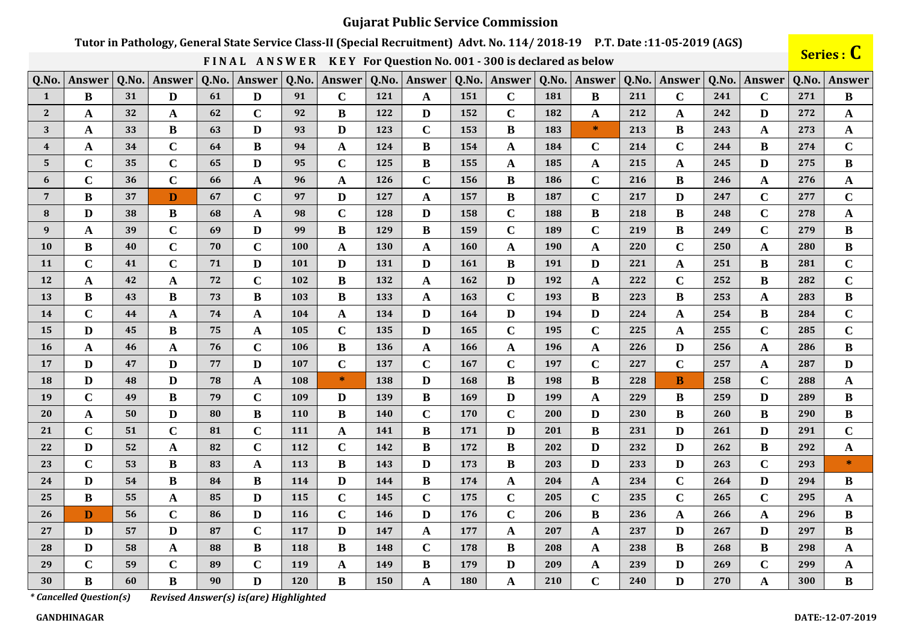# Gujarat Public Service Commission

**Tutor in Pathology, General State Service Class-II (Special Recruitment) Advt. No. 114/ 2018-19 P.T. Date :11-05-2019 (AGS)**

**Series : C**

**FINAL ANSWER KEY For Question No. 001 - 300 is declared as below**

| Q.No. | Answer | Q.No. | Answer | Q.No. | Answer | Q.No. | Answer | Q.No. | Answer | Q.No. | Answer | Q.No. | Answer | Q.No. | Answer | Q.No. | Answer | Q.No. | Answer |
|---|---|---|---|---|---|---|---|---|---|---|---|---|---|---|---|---|---|---|---|
| 1 | B | 31 | D | 61 | D | 91 | C | 121 | A | 151 | C | 181 | B | 211 | C | 241 | C | 271 | B |
| 2 | A | 32 | A | 62 | C | 92 | B | 122 | D | 152 | C | 182 | A | 212 | A | 242 | D | 272 | A |
| 3 | A | 33 | B | 63 | D | 93 | D | 123 | C | 153 | B | 183 | * | 213 | B | 243 | A | 273 | A |
| 4 | A | 34 | C | 64 | B | 94 | A | 124 | B | 154 | A | 184 | C | 214 | C | 244 | B | 274 | C |
| 5 | C | 35 | C | 65 | D | 95 | C | 125 | B | 155 | A | 185 | A | 215 | A | 245 | D | 275 | B |
| 6 | C | 36 | C | 66 | A | 96 | A | 126 | C | 156 | B | 186 | C | 216 | B | 246 | A | 276 | A |
| 7 | B | 37 | D | 67 | C | 97 | D | 127 | A | 157 | B | 187 | C | 217 | D | 247 | C | 277 | C |
| 8 | D | 38 | B | 68 | A | 98 | C | 128 | D | 158 | C | 188 | B | 218 | B | 248 | C | 278 | A |
| 9 | A | 39 | C | 69 | D | 99 | B | 129 | B | 159 | C | 189 | C | 219 | B | 249 | C | 279 | B |
| 10 | B | 40 | C | 70 | C | 100 | A | 130 | A | 160 | A | 190 | A | 220 | C | 250 | A | 280 | B |
| 11 | C | 41 | C | 71 | D | 101 | D | 131 | D | 161 | B | 191 | D | 221 | A | 251 | B | 281 | C |
| 12 | A | 42 | A | 72 | C | 102 | B | 132 | A | 162 | D | 192 | A | 222 | C | 252 | B | 282 | C |
| 13 | B | 43 | B | 73 | B | 103 | B | 133 | A | 163 | C | 193 | B | 223 | B | 253 | A | 283 | B |
| 14 | C | 44 | A | 74 | A | 104 | A | 134 | D | 164 | D | 194 | D | 224 | A | 254 | B | 284 | C |
| 15 | D | 45 | B | 75 | A | 105 | C | 135 | D | 165 | C | 195 | C | 225 | A | 255 | C | 285 | C |
| 16 | A | 46 | A | 76 | C | 106 | B | 136 | A | 166 | A | 196 | A | 226 | D | 256 | A | 286 | B |
| 17 | D | 47 | D | 77 | D | 107 | C | 137 | C | 167 | C | 197 | C | 227 | C | 257 | A | 287 | D |
| 18 | D | 48 | D | 78 | A | 108 | * | 138 | D | 168 | B | 198 | B | 228 | B | 258 | C | 288 | A |
| 19 | C | 49 | B | 79 | C | 109 | D | 139 | B | 169 | D | 199 | A | 229 | B | 259 | D | 289 | B |
| 20 | A | 50 | D | 80 | B | 110 | B | 140 | C | 170 | C | 200 | D | 230 | B | 260 | B | 290 | B |
| 21 | C | 51 | C | 81 | C | 111 | A | 141 | B | 171 | D | 201 | B | 231 | D | 261 | D | 291 | C |
| 22 | D | 52 | A | 82 | C | 112 | C | 142 | B | 172 | B | 202 | D | 232 | D | 262 | B | 292 | A |
| 23 | C | 53 | B | 83 | A | 113 | B | 143 | D | 173 | B | 203 | D | 233 | D | 263 | C | 293 | * |
| 24 | D | 54 | B | 84 | B | 114 | D | 144 | B | 174 | A | 204 | A | 234 | C | 264 | D | 294 | B |
| 25 | B | 55 | A | 85 | D | 115 | C | 145 | C | 175 | C | 205 | C | 235 | C | 265 | C | 295 | A |
| 26 | D | 56 | C | 86 | D | 116 | C | 146 | D | 176 | C | 206 | B | 236 | A | 266 | A | 296 | B |
| 27 | D | 57 | D | 87 | C | 117 | D | 147 | A | 177 | A | 207 | A | 237 | D | 267 | D | 297 | B |
| 28 | D | 58 | A | 88 | B | 118 | B | 148 | C | 178 | B | 208 | A | 238 | B | 268 | B | 298 | A |
| 29 | C | 59 | C | 89 | C | 119 | A | 149 | B | 179 | D | 209 | A | 239 | D | 269 | C | 299 | A |
| 30 | B | 60 | B | 90 | D | 120 | B | 150 | A | 180 | A | 210 | C | 240 | D | 270 | A | 300 | B |

*\* Cancelled Question(s)*     *Revised Answer(s) is(are) Highlighted*

**GANDHINAGAR**

**DATE:-12-07-2019**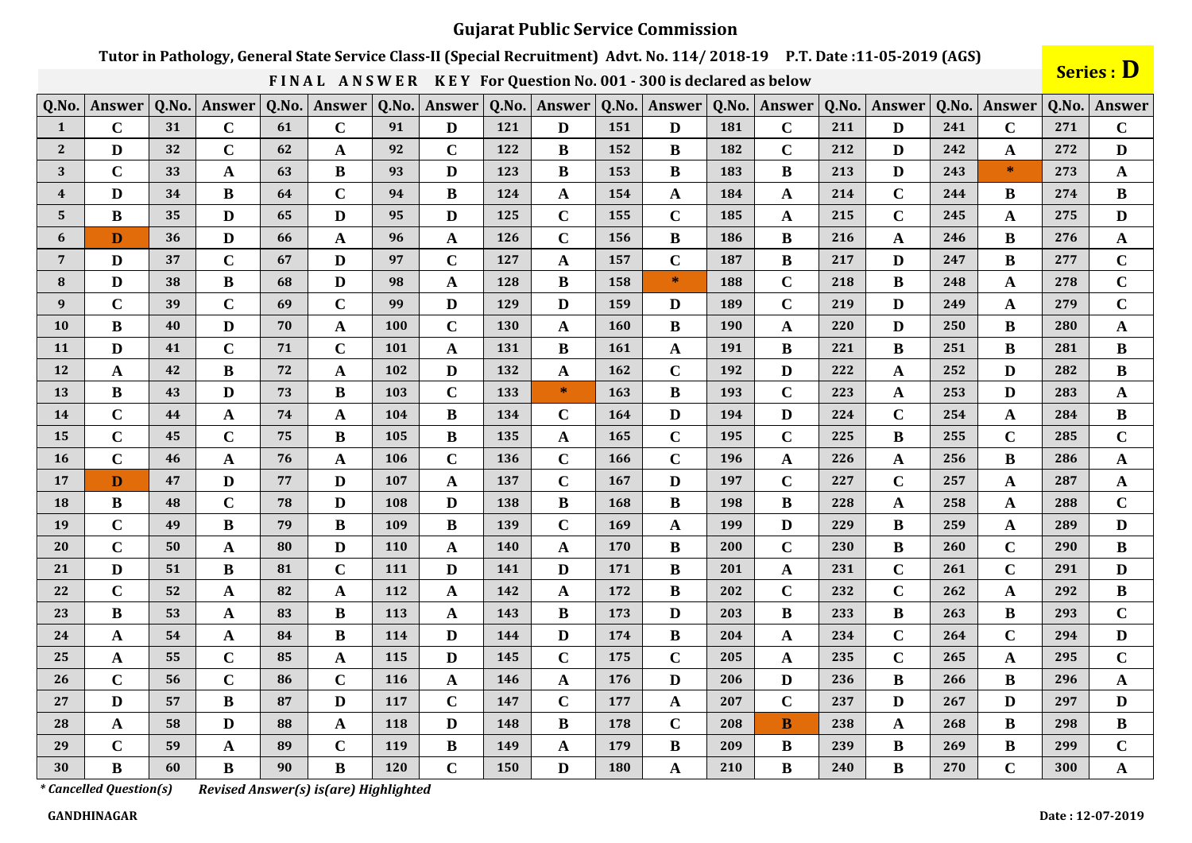# Gujarat Public Service Commission

**Tutor in Pathology, General State Service Class-II (Special Recruitment) Advt. No. 114/ 2018-19 P.T. Date :11-05-2019 (AGS)**

**Series : D**

**FINAL ANSWER KEY For Question No. 001 - 300 is declared as below**

| Q.No. | Answer | Q.No. | Answer | Q.No. | Answer | Q.No. | Answer | Q.No. | Answer | Q.No. | Answer | Q.No. | Answer | Q.No. | Answer | Q.No. | Answer | Q.No. | Answer |
|---|---|---|---|---|---|---|---|---|---|---|---|---|---|---|---|---|---|---|---|
| 1 | C | 31 | C | 61 | C | 91 | D | 121 | D | 151 | D | 181 | C | 211 | D | 241 | C | 271 | C |
| 2 | D | 32 | C | 62 | A | 92 | C | 122 | B | 152 | B | 182 | C | 212 | D | 242 | A | 272 | D |
| 3 | C | 33 | A | 63 | B | 93 | D | 123 | B | 153 | B | 183 | B | 213 | D | 243 | * | 273 | A |
| 4 | D | 34 | B | 64 | C | 94 | B | 124 | A | 154 | A | 184 | A | 214 | C | 244 | B | 274 | B |
| 5 | B | 35 | D | 65 | D | 95 | D | 125 | C | 155 | C | 185 | A | 215 | C | 245 | A | 275 | D |
| 6 | D | 36 | D | 66 | A | 96 | A | 126 | C | 156 | B | 186 | B | 216 | A | 246 | B | 276 | A |
| 7 | D | 37 | C | 67 | D | 97 | C | 127 | A | 157 | C | 187 | B | 217 | D | 247 | B | 277 | C |
| 8 | D | 38 | B | 68 | D | 98 | A | 128 | B | 158 | * | 188 | C | 218 | B | 248 | A | 278 | C |
| 9 | C | 39 | C | 69 | C | 99 | D | 129 | D | 159 | D | 189 | C | 219 | D | 249 | A | 279 | C |
| 10 | B | 40 | D | 70 | A | 100 | C | 130 | A | 160 | B | 190 | A | 220 | D | 250 | B | 280 | A |
| 11 | D | 41 | C | 71 | C | 101 | A | 131 | B | 161 | A | 191 | B | 221 | B | 251 | B | 281 | B |
| 12 | A | 42 | B | 72 | A | 102 | D | 132 | A | 162 | C | 192 | D | 222 | A | 252 | D | 282 | B |
| 13 | B | 43 | D | 73 | B | 103 | C | 133 | * | 163 | B | 193 | C | 223 | A | 253 | D | 283 | A |
| 14 | C | 44 | A | 74 | A | 104 | B | 134 | C | 164 | D | 194 | D | 224 | C | 254 | A | 284 | B |
| 15 | C | 45 | C | 75 | B | 105 | B | 135 | A | 165 | C | 195 | C | 225 | B | 255 | C | 285 | C |
| 16 | C | 46 | A | 76 | A | 106 | C | 136 | C | 166 | C | 196 | A | 226 | A | 256 | B | 286 | A |
| 17 | D | 47 | D | 77 | D | 107 | A | 137 | C | 167 | D | 197 | C | 227 | C | 257 | A | 287 | A |
| 18 | B | 48 | C | 78 | D | 108 | D | 138 | B | 168 | B | 198 | B | 228 | A | 258 | A | 288 | C |
| 19 | C | 49 | B | 79 | B | 109 | B | 139 | C | 169 | A | 199 | D | 229 | B | 259 | A | 289 | D |
| 20 | C | 50 | A | 80 | D | 110 | A | 140 | A | 170 | B | 200 | C | 230 | B | 260 | C | 290 | B |
| 21 | D | 51 | B | 81 | C | 111 | D | 141 | D | 171 | B | 201 | A | 231 | C | 261 | C | 291 | D |
| 22 | C | 52 | A | 82 | A | 112 | A | 142 | A | 172 | B | 202 | C | 232 | C | 262 | A | 292 | B |
| 23 | B | 53 | A | 83 | B | 113 | A | 143 | B | 173 | D | 203 | B | 233 | B | 263 | B | 293 | C |
| 24 | A | 54 | A | 84 | B | 114 | D | 144 | D | 174 | B | 204 | A | 234 | C | 264 | C | 294 | D |
| 25 | A | 55 | C | 85 | A | 115 | D | 145 | C | 175 | C | 205 | A | 235 | C | 265 | A | 295 | C |
| 26 | C | 56 | C | 86 | C | 116 | A | 146 | A | 176 | D | 206 | D | 236 | B | 266 | B | 296 | A |
| 27 | D | 57 | B | 87 | D | 117 | C | 147 | C | 177 | A | 207 | C | 237 | D | 267 | D | 297 | D |
| 28 | A | 58 | D | 88 | A | 118 | D | 148 | B | 178 | C | 208 | B | 238 | A | 268 | B | 298 | B |
| 29 | C | 59 | A | 89 | C | 119 | B | 149 | A | 179 | B | 209 | B | 239 | B | 269 | B | 299 | C |
| 30 | B | 60 | B | 90 | B | 120 | C | 150 | D | 180 | A | 210 | B | 240 | B | 270 | C | 300 | A |

*\* Cancelled Question(s)* *Revised Answer(s) is(are) Highlighted*

**GANDHINAGAR** **Date : 12-07-2019**